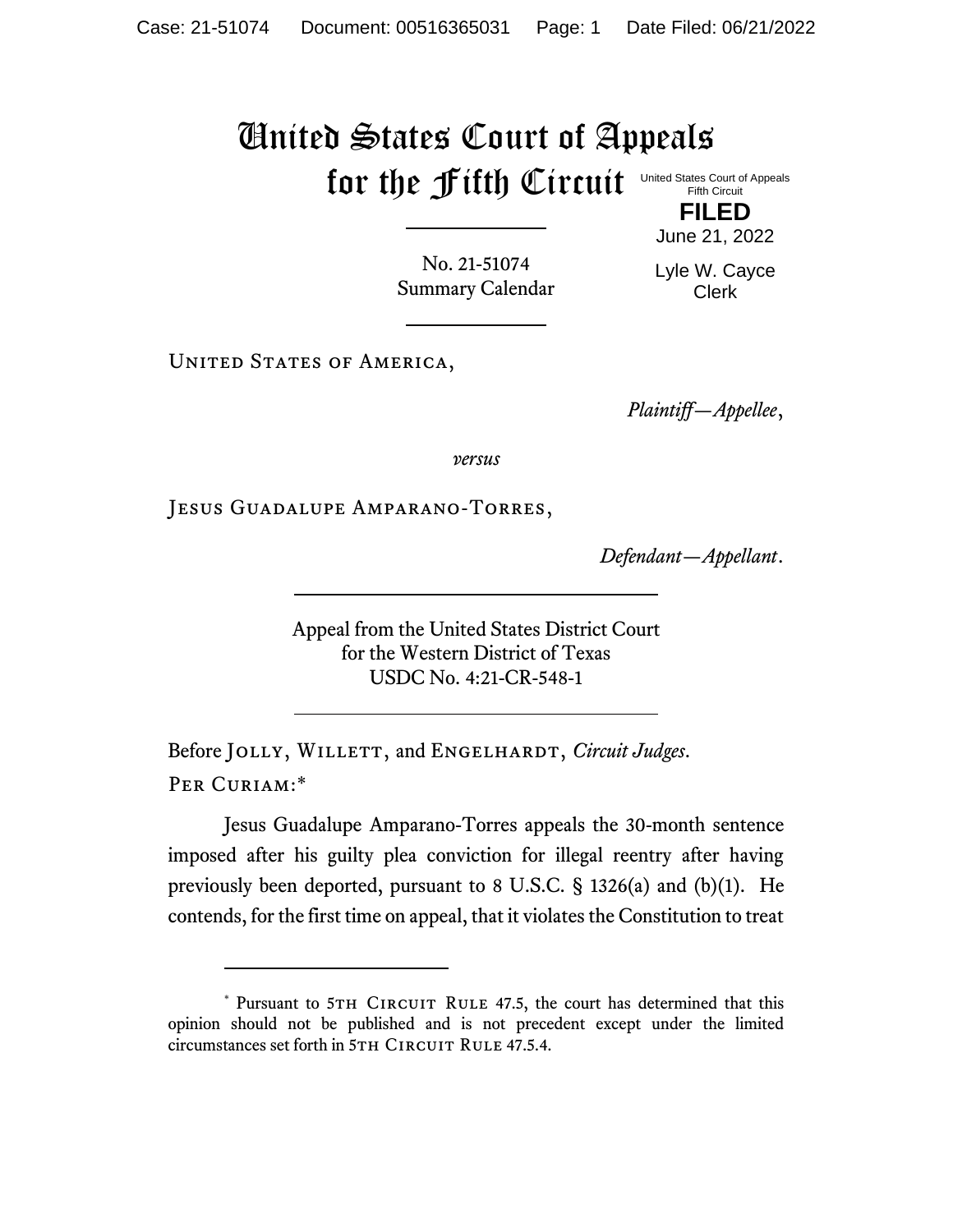# United States Court of Appeals for the Fifth Circuit

United States Court of Appeals
Fifth Circuit

**FILED**

June 21, 2022

Lyle W. Cayce
Clerk

No. 21-51074
Summary Calendar

United States of America,

*Plaintiff—Appellee*,

*versus*

Jesus Guadalupe Amparano-Torres,

*Defendant—Appellant*.

Appeal from the United States District Court
for the Western District of Texas
USDC No. 4:21-CR-548-1

Before Jolly, Willett, and Engelhardt, *Circuit Judges*.

Per Curiam:*

Jesus Guadalupe Amparano-Torres appeals the 30-month sentence imposed after his guilty plea conviction for illegal reentry after having previously been deported, pursuant to 8 U.S.C. § 1326(a) and (b)(1). He contends, for the first time on appeal, that it violates the Constitution to treat

---

* Pursuant to 5th Circuit Rule 47.5, the court has determined that this opinion should not be published and is not precedent except under the limited circumstances set forth in 5th Circuit Rule 47.5.4.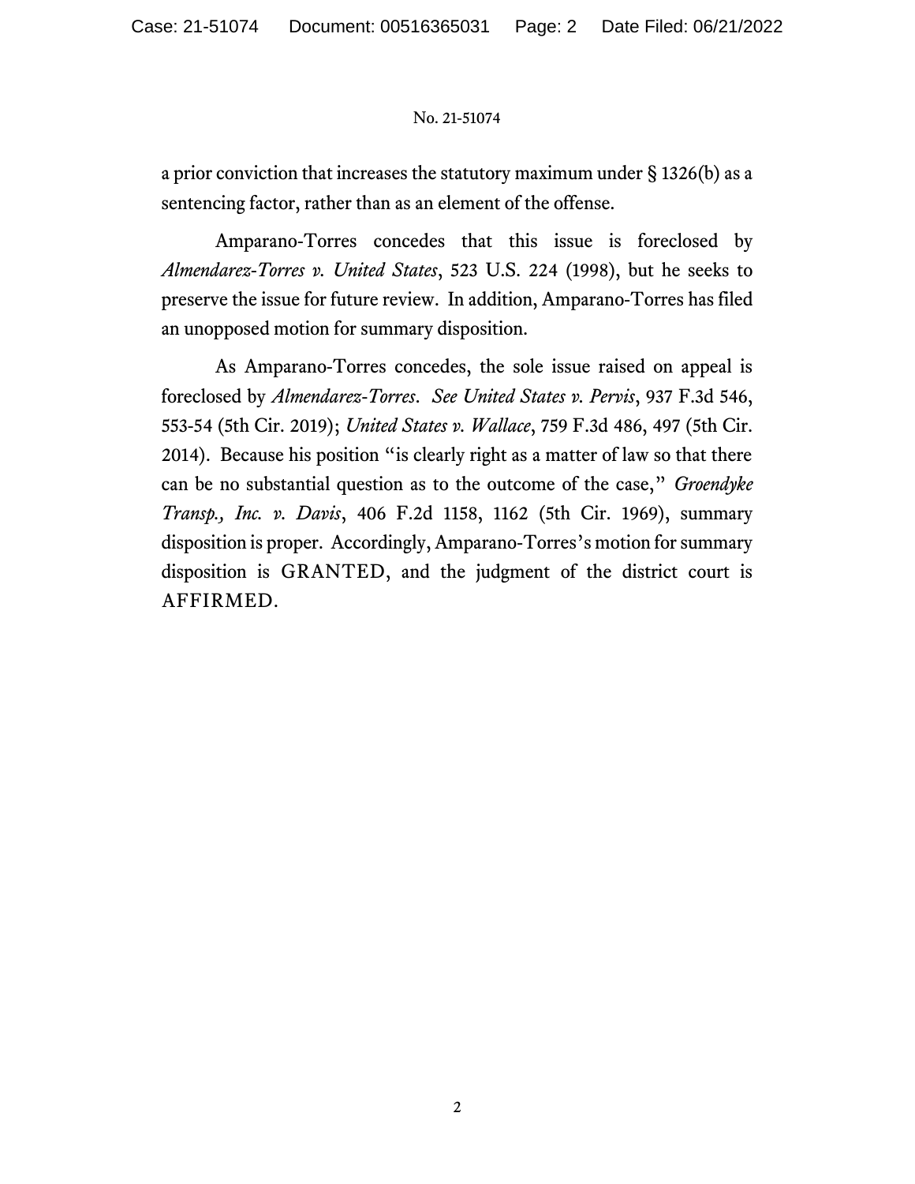a prior conviction that increases the statutory maximum under § 1326(b) as a sentencing factor, rather than as an element of the offense.

Amparano-Torres concedes that this issue is foreclosed by *Almendarez-Torres v. United States*, 523 U.S. 224 (1998), but he seeks to preserve the issue for future review. In addition, Amparano-Torres has filed an unopposed motion for summary disposition.

As Amparano-Torres concedes, the sole issue raised on appeal is foreclosed by *Almendarez-Torres*. *See United States v. Pervis*, 937 F.3d 546, 553-54 (5th Cir. 2019); *United States v. Wallace*, 759 F.3d 486, 497 (5th Cir. 2014). Because his position "is clearly right as a matter of law so that there can be no substantial question as to the outcome of the case," *Groendyke Transp., Inc. v. Davis*, 406 F.2d 1158, 1162 (5th Cir. 1969), summary disposition is proper. Accordingly, Amparano-Torres's motion for summary disposition is GRANTED, and the judgment of the district court is AFFIRMED.